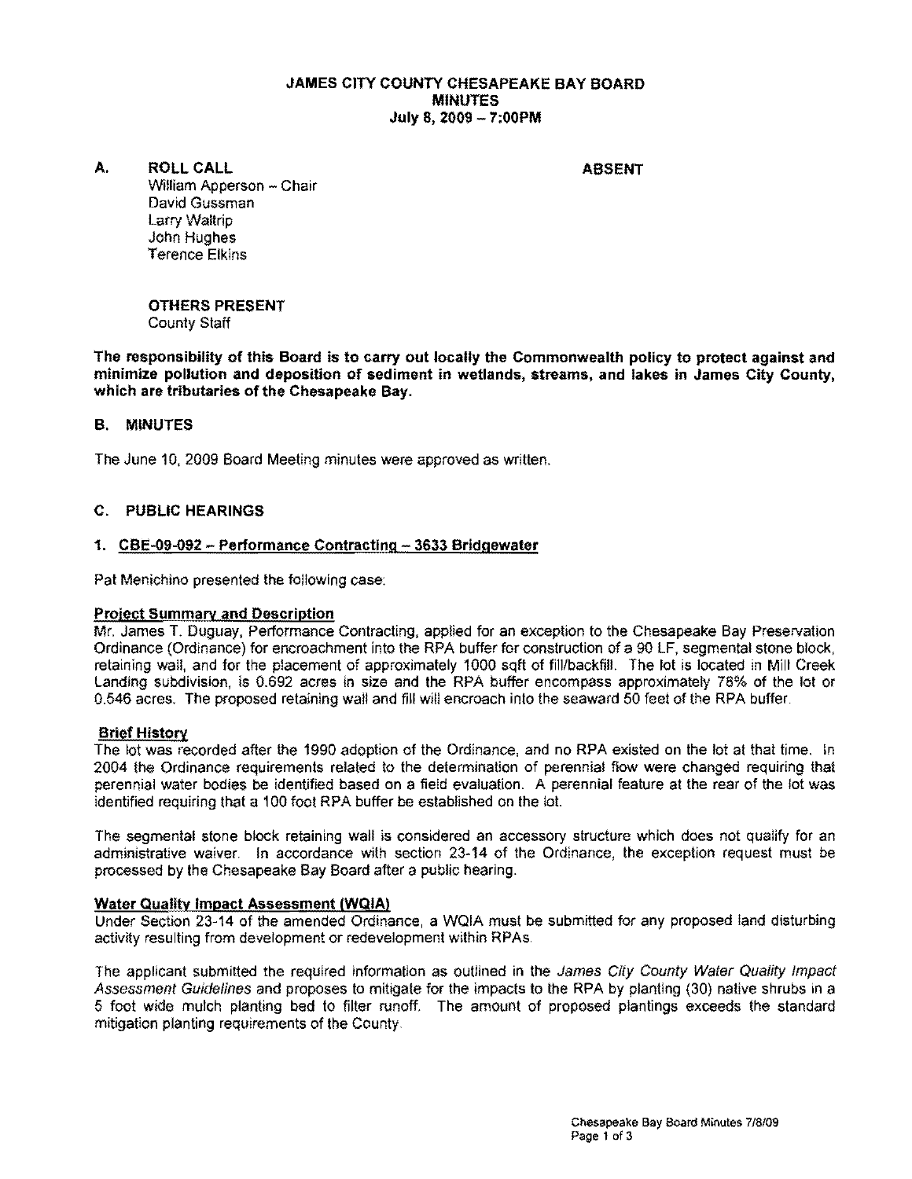# JAMES CITY COUNTY CHESAPEAKE BAY BOARD
## MINUTES
### July 8, 2009 – 7:00PM

**A. ROLL CALL** **ABSENT**

William Apperson – Chair
David Gussman
Larry Waltrip
John Hughes
Terence Elkins

**OTHERS PRESENT**
County Staff

**The responsibility of this Board is to carry out locally the Commonwealth policy to protect against and minimize pollution and deposition of sediment in wetlands, streams, and lakes in James City County, which are tributaries of the Chesapeake Bay.**

**B. MINUTES**

The June 10, 2009 Board Meeting minutes were approved as written.

**C. PUBLIC HEARINGS**

**1. CBE-09-092 – Performance Contracting – 3633 Bridgewater**

Pat Menichino presented the following case:

**Project Summary and Description**

Mr. James T. Duguay, Performance Contracting, applied for an exception to the Chesapeake Bay Preservation Ordinance (Ordinance) for encroachment into the RPA buffer for construction of a 90 LF, segmental stone block, retaining wall, and for the placement of approximately 1000 sqft of fill/backfill. The lot is located in Mill Creek Landing subdivision, is 0.692 acres in size and the RPA buffer encompass approximately 78% of the lot or 0.546 acres. The proposed retaining wall and fill will encroach into the seaward 50 feet of the RPA buffer.

**Brief History**

The lot was recorded after the 1990 adoption of the Ordinance, and no RPA existed on the lot at that time. In 2004 the Ordinance requirements related to the determination of perennial flow were changed requiring that perennial water bodies be identified based on a field evaluation. A perennial feature at the rear of the lot was identified requiring that a 100 foot RPA buffer be established on the lot.

The segmental stone block retaining wall is considered an accessory structure which does not qualify for an administrative waiver. In accordance with section 23-14 of the Ordinance, the exception request must be processed by the Chesapeake Bay Board after a public hearing.

**Water Quality Impact Assessment (WQIA)**

Under Section 23-14 of the amended Ordinance, a WQIA must be submitted for any proposed land disturbing activity resulting from development or redevelopment within RPAs.

The applicant submitted the required information as outlined in the *James City County Water Quality Impact Assessment Guidelines* and proposes to mitigate for the impacts to the RPA by planting (30) native shrubs in a 5 foot wide mulch planting bed to filter runoff. The amount of proposed plantings exceeds the standard mitigation planting requirements of the County.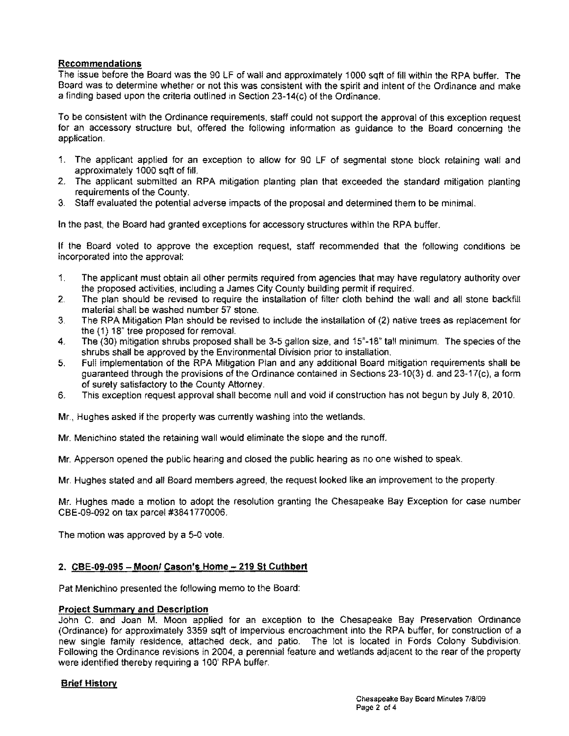**Recommendations**

The issue before the Board was the 90 LF of wall and approximately 1000 sqft of fill within the RPA buffer. The Board was to determine whether or not this was consistent with the spirit and intent of the Ordinance and make a finding based upon the criteria outlined in Section 23-14(c) of the Ordinance.

To be consistent with the Ordinance requirements, staff could not support the approval of this exception request for an accessory structure but, offered the following information as guidance to the Board concerning the application.

1. The applicant applied for an exception to allow for 90 LF of segmental stone block retaining wall and approximately 1000 sqft of fill.
2. The applicant submitted an RPA mitigation planting plan that exceeded the standard mitigation planting requirements of the County.
3. Staff evaluated the potential adverse impacts of the proposal and determined them to be minimal.

In the past, the Board had granted exceptions for accessory structures within the RPA buffer.

If the Board voted to approve the exception request, staff recommended that the following conditions be incorporated into the approval:

1. The applicant must obtain all other permits required from agencies that may have regulatory authority over the proposed activities, including a James City County building permit if required.
2. The plan should be revised to require the installation of filter cloth behind the wall and all stone backfill material shall be washed number 57 stone.
3. The RPA Mitigation Plan should be revised to include the installation of (2) native trees as replacement for the (1) 18" tree proposed for removal.
4. The (30) mitigation shrubs proposed shall be 3-5 gallon size, and 15"-18" tall minimum. The species of the shrubs shall be approved by the Environmental Division prior to installation.
5. Full implementation of the RPA Mitigation Plan and any additional Board mitigation requirements shall be guaranteed through the provisions of the Ordinance contained in Sections 23-10(3) d. and 23-17(c), a form of surety satisfactory to the County Attorney.
6. This exception request approval shall become null and void if construction has not begun by July 8, 2010.

Mr. Hughes asked if the property was currently washing into the wetlands.

Mr. Menichino stated the retaining wall would eliminate the slope and the runoff.

Mr. Apperson opened the public hearing and closed the public hearing as no one wished to speak.

Mr. Hughes stated and all Board members agreed, the request looked like an improvement to the property.

Mr. Hughes made a motion to adopt the resolution granting the Chesapeake Bay Exception for case number CBE-09-092 on tax parcel #3841770006.

The motion was approved by a 5-0 vote.

## 2. CBE-09-095 – Moon/ Cason's Home – 219 St Cuthbert

Pat Menichino presented the following memo to the Board:

**Project Summary and Description**

John C. and Joan M. Moon applied for an exception to the Chesapeake Bay Preservation Ordinance (Ordinance) for approximately 3359 sqft of impervious encroachment into the RPA buffer, for construction of a new single family residence, attached deck, and patio. The lot is located in Fords Colony Subdivision. Following the Ordinance revisions in 2004, a perennial feature and wetlands adjacent to the rear of the property were identified thereby requiring a 100' RPA buffer.

**Brief History**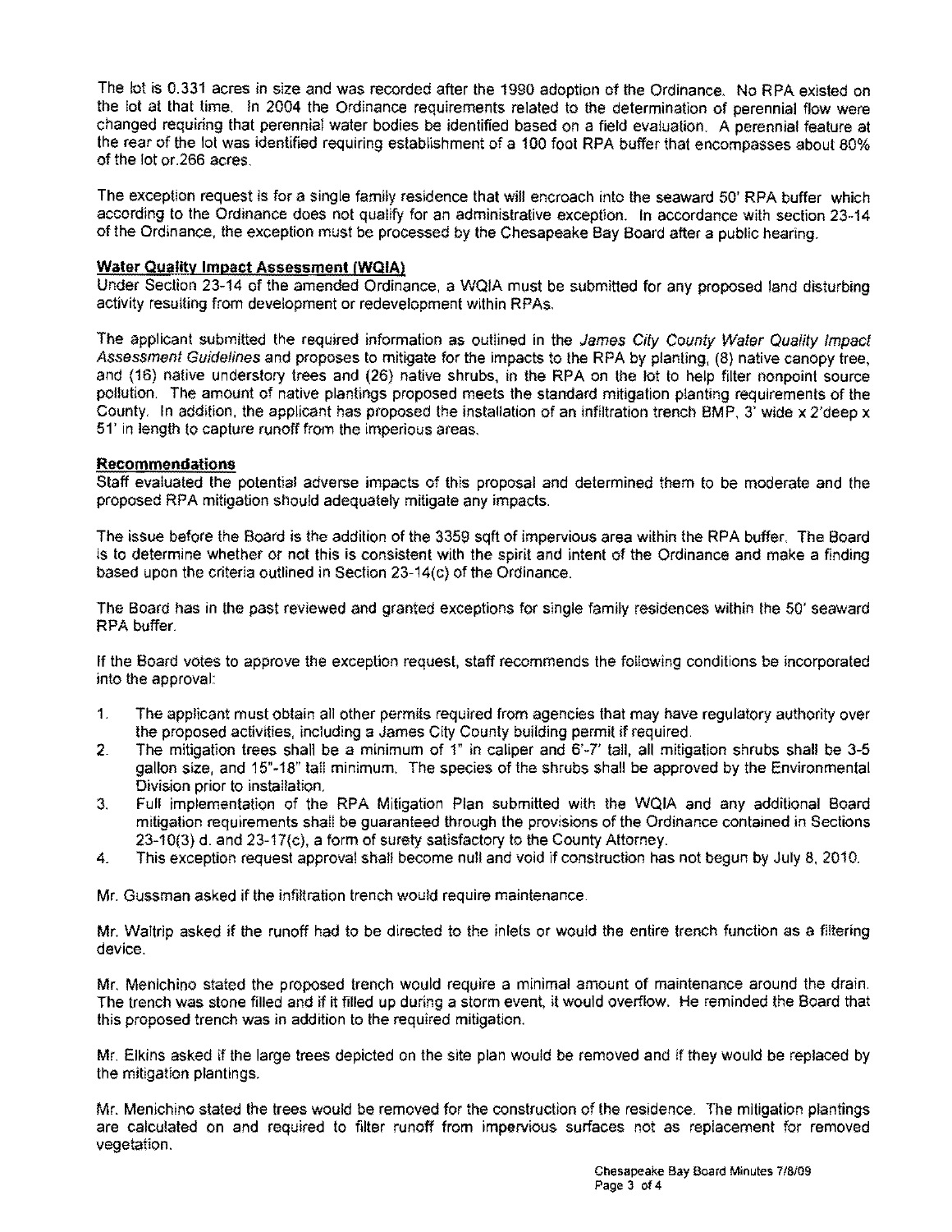The lot is 0.331 acres in size and was recorded after the 1990 adoption of the Ordinance. No RPA existed on the lot at that time. In 2004 the Ordinance requirements related to the determination of perennial flow were changed requiring that perennial water bodies be identified based on a field evaluation. A perennial feature at the rear of the lot was identified requiring establishment of a 100 foot RPA buffer that encompasses about 80% of the lot or.266 acres.

The exception request is for a single family residence that will encroach into the seaward 50' RPA buffer which according to the Ordinance does not qualify for an administrative exception. In accordance with section 23-14 of the Ordinance, the exception must be processed by the Chesapeake Bay Board after a public hearing.

**Water Quality Impact Assessment (WQIA)**

Under Section 23-14 of the amended Ordinance, a WQIA must be submitted for any proposed land disturbing activity resulting from development or redevelopment within RPAs.

The applicant submitted the required information as outlined in the *James City County Water Quality Impact Assessment Guidelines* and proposes to mitigate for the impacts to the RPA by planting, (8) native canopy tree, and (16) native understory trees and (26) native shrubs, in the RPA on the lot to help filter nonpoint source pollution. The amount of native plantings proposed meets the standard mitigation planting requirements of the County. In addition, the applicant has proposed the installation of an infiltration trench BMP, 3' wide x 2'deep x 51' in length to capture runoff from the imperious areas.

**Recommendations**

Staff evaluated the potential adverse impacts of this proposal and determined them to be moderate and the proposed RPA mitigation should adequately mitigate any impacts.

The issue before the Board is the addition of the 3359 sqft of impervious area within the RPA buffer. The Board is to determine whether or not this is consistent with the spirit and intent of the Ordinance and make a finding based upon the criteria outlined in Section 23-14(c) of the Ordinance.

The Board has in the past reviewed and granted exceptions for single family residences within the 50' seaward RPA buffer.

If the Board votes to approve the exception request, staff recommends the following conditions be incorporated into the approval:

1. The applicant must obtain all other permits required from agencies that may have regulatory authority over the proposed activities, including a James City County building permit if required.
2. The mitigation trees shall be a minimum of 1" in caliper and 6'-7' tall, all mitigation shrubs shall be 3-5 gallon size, and 15"-18" tall minimum. The species of the shrubs shall be approved by the Environmental Division prior to installation.
3. Full implementation of the RPA Mitigation Plan submitted with the WQIA and any additional Board mitigation requirements shall be guaranteed through the provisions of the Ordinance contained in Sections 23-10(3) d. and 23-17(c), a form of surety satisfactory to the County Attorney.
4. This exception request approval shall become null and void if construction has not begun by July 8, 2010.

Mr. Gussman asked if the infiltration trench would require maintenance.

Mr. Waltrip asked if the runoff had to be directed to the inlets or would the entire trench function as a filtering device.

Mr. Menichino stated the proposed trench would require a minimal amount of maintenance around the drain. The trench was stone filled and if it filled up during a storm event, it would overflow. He reminded the Board that this proposed trench was in addition to the required mitigation.

Mr. Elkins asked if the large trees depicted on the site plan would be removed and if they would be replaced by the mitigation plantings.

Mr. Menichino stated the trees would be removed for the construction of the residence. The mitigation plantings are calculated on and required to filter runoff from impervious surfaces not as replacement for removed vegetation.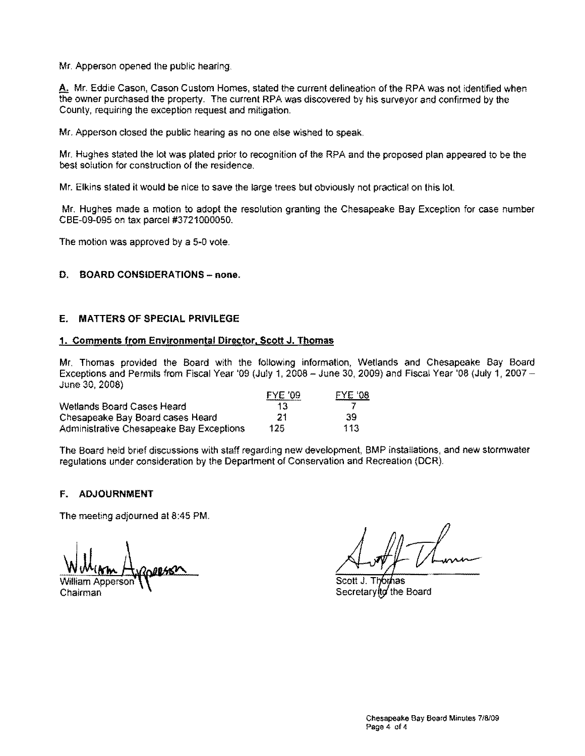Mr. Apperson opened the public hearing.

**A.** Mr. Eddie Cason, Cason Custom Homes, stated the current delineation of the RPA was not identified when the owner purchased the property. The current RPA was discovered by his surveyor and confirmed by the County, requiring the exception request and mitigation.

Mr. Apperson closed the public hearing as no one else wished to speak.

Mr. Hughes stated the lot was plated prior to recognition of the RPA and the proposed plan appeared to be the best solution for construction of the residence.

Mr. Elkins stated it would be nice to save the large trees but obviously not practical on this lot.

Mr. Hughes made a motion to adopt the resolution granting the Chesapeake Bay Exception for case number CBE-09-095 on tax parcel #3721000050.

The motion was approved by a 5-0 vote.

## D. BOARD CONSIDERATIONS – none.

## E. MATTERS OF SPECIAL PRIVILEGE

### 1. Comments from Environmental Director, Scott J. Thomas

Mr. Thomas provided the Board with the following information, Wetlands and Chesapeake Bay Board Exceptions and Permits from Fiscal Year '09 (July 1, 2008 – June 30, 2009) and Fiscal Year '08 (July 1, 2007 – June 30, 2008)

| | FYE '09 | FYE '08 |
|---|---|---|
| Wetlands Board Cases Heard | 13 | 7 |
| Chesapeake Bay Board cases Heard | 21 | 39 |
| Administrative Chesapeake Bay Exceptions | 125 | 113 |

The Board held brief discussions with staff regarding new development, BMP installations, and new stormwater regulations under consideration by the Department of Conservation and Recreation (DCR).

## F. ADJOURNMENT

The meeting adjourned at 8:45 PM.

William Apperson
Chairman

Scott J. Thomas
Secretary to the Board